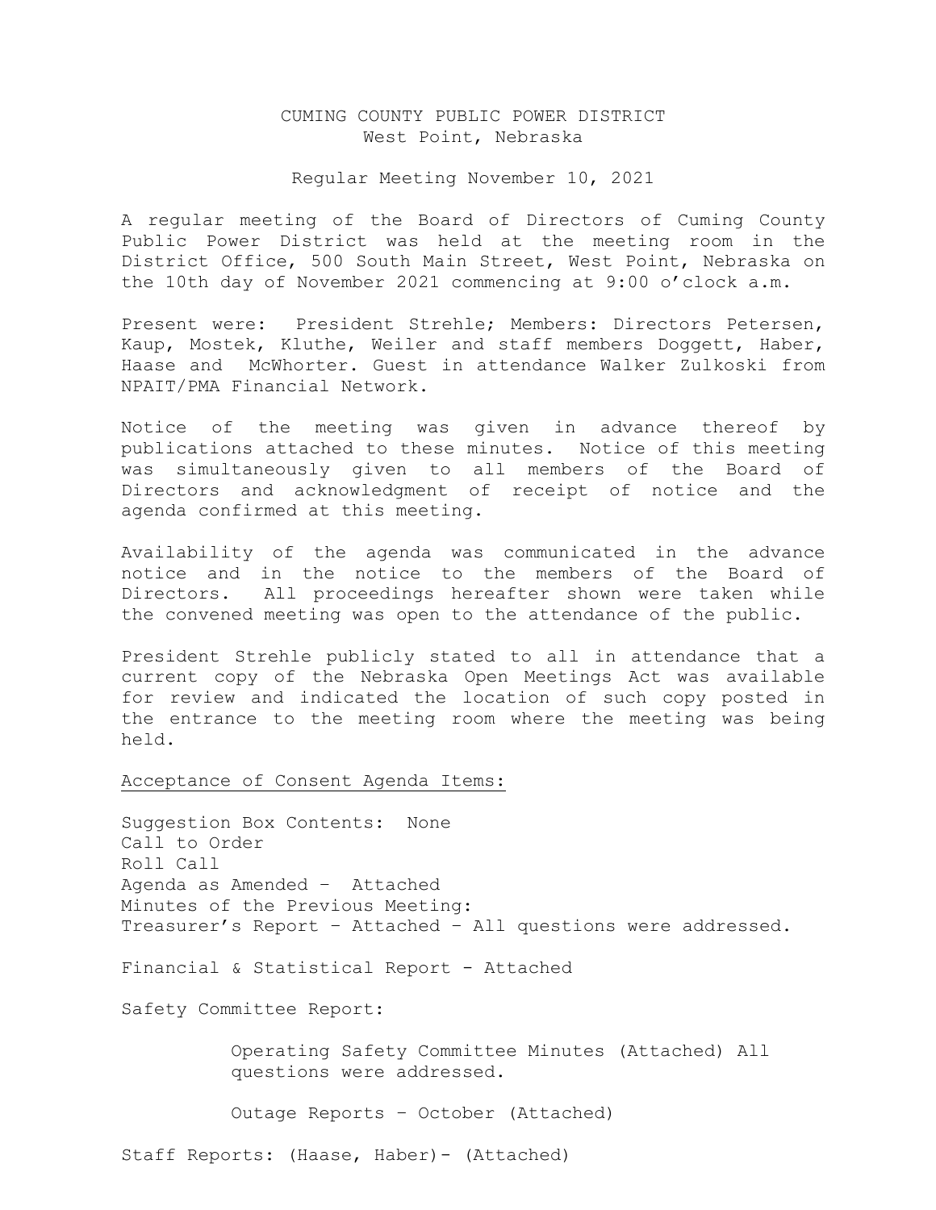# CUMING COUNTY PUBLIC POWER DISTRICT
West Point, Nebraska

Regular Meeting November 10, 2021

A regular meeting of the Board of Directors of Cuming County Public Power District was held at the meeting room in the District Office, 500 South Main Street, West Point, Nebraska on the 10th day of November 2021 commencing at 9:00 o'clock a.m.

Present were: President Strehle; Members: Directors Petersen, Kaup, Mostek, Kluthe, Weiler and staff members Doggett, Haber, Haase and McWhorter. Guest in attendance Walker Zulkoski from NPAIT/PMA Financial Network.

Notice of the meeting was given in advance thereof by publications attached to these minutes. Notice of this meeting was simultaneously given to all members of the Board of Directors and acknowledgment of receipt of notice and the agenda confirmed at this meeting.

Availability of the agenda was communicated in the advance notice and in the notice to the members of the Board of Directors. All proceedings hereafter shown were taken while the convened meeting was open to the attendance of the public.

President Strehle publicly stated to all in attendance that a current copy of the Nebraska Open Meetings Act was available for review and indicated the location of such copy posted in the entrance to the meeting room where the meeting was being held.

<u>Acceptance of Consent Agenda Items:</u>

Suggestion Box Contents: None
Call to Order
Roll Call
Agenda as Amended – Attached
Minutes of the Previous Meeting:
Treasurer's Report – Attached – All questions were addressed.

Financial & Statistical Report - Attached

Safety Committee Report:

> Operating Safety Committee Minutes (Attached) All questions were addressed.
>
> Outage Reports – October (Attached)

Staff Reports: (Haase, Haber)- (Attached)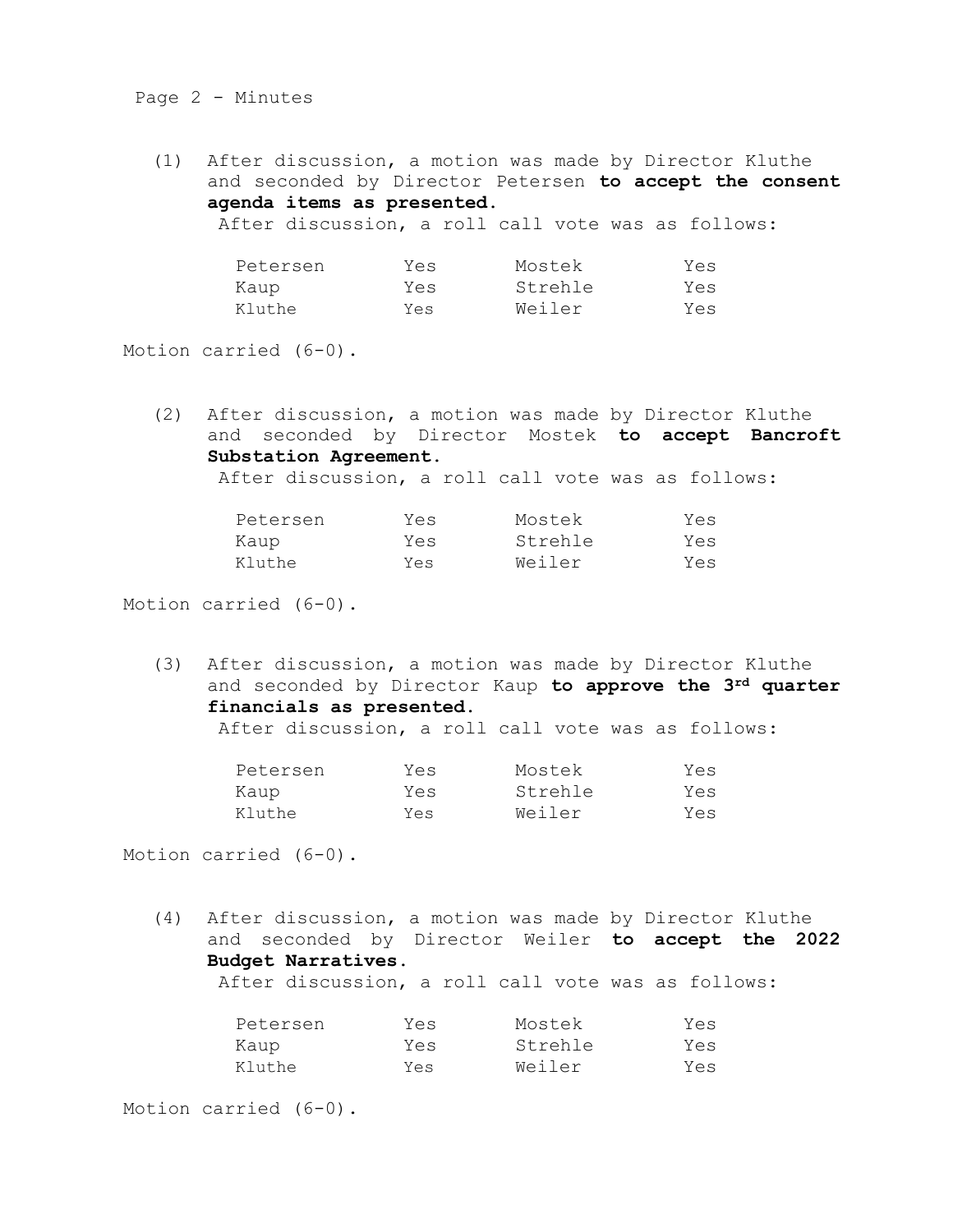(1) After discussion, a motion was made by Director Kluthe and seconded by Director Petersen **to accept the consent agenda items as presented.**
After discussion, a roll call vote was as follows:

| | | | |
|---|---|---|---|
| Petersen | Yes | Mostek | Yes |
| Kaup | Yes | Strehle | Yes |
| Kluthe | Yes | Weiler | Yes |

Motion carried (6-0).

(2) After discussion, a motion was made by Director Kluthe and seconded by Director Mostek **to accept Bancroft Substation Agreement.**
After discussion, a roll call vote was as follows:

| | | | |
|---|---|---|---|
| Petersen | Yes | Mostek | Yes |
| Kaup | Yes | Strehle | Yes |
| Kluthe | Yes | Weiler | Yes |

Motion carried (6-0).

(3) After discussion, a motion was made by Director Kluthe and seconded by Director Kaup **to approve the 3rd quarter financials as presented.**
After discussion, a roll call vote was as follows:

| | | | |
|---|---|---|---|
| Petersen | Yes | Mostek | Yes |
| Kaup | Yes | Strehle | Yes |
| Kluthe | Yes | Weiler | Yes |

Motion carried (6-0).

(4) After discussion, a motion was made by Director Kluthe and seconded by Director Weiler **to accept the 2022 Budget Narratives.**
After discussion, a roll call vote was as follows:

| | | | |
|---|---|---|---|
| Petersen | Yes | Mostek | Yes |
| Kaup | Yes | Strehle | Yes |
| Kluthe | Yes | Weiler | Yes |

Motion carried (6-0).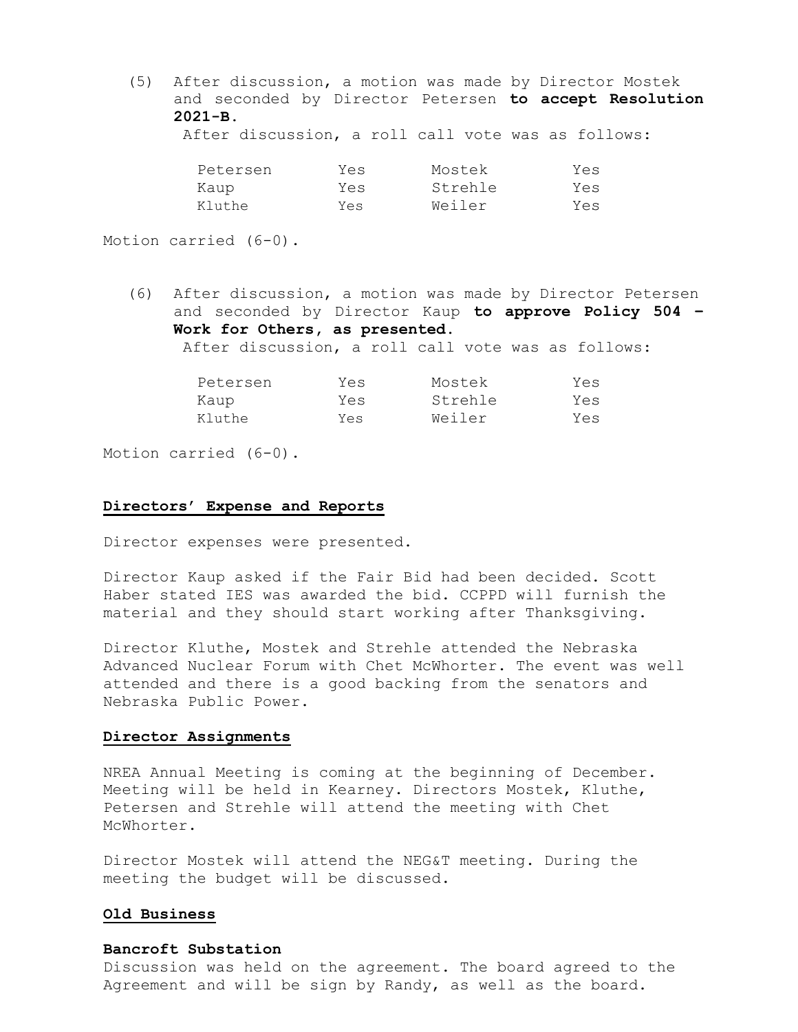(5) After discussion, a motion was made by Director Mostek and seconded by Director Petersen **to accept Resolution 2021-B.**

After discussion, a roll call vote was as follows:

| | | | |
|---|---|---|---|
| Petersen | Yes | Mostek | Yes |
| Kaup | Yes | Strehle | Yes |
| Kluthe | Yes | Weiler | Yes |

Motion carried (6-0).

(6) After discussion, a motion was made by Director Petersen and seconded by Director Kaup **to approve Policy 504 – Work for Others, as presented.**

After discussion, a roll call vote was as follows:

| | | | |
|---|---|---|---|
| Petersen | Yes | Mostek | Yes |
| Kaup | Yes | Strehle | Yes |
| Kluthe | Yes | Weiler | Yes |

Motion carried (6-0).

## Directors' Expense and Reports

Director expenses were presented.

Director Kaup asked if the Fair Bid had been decided. Scott Haber stated IES was awarded the bid. CCPPD will furnish the material and they should start working after Thanksgiving.

Director Kluthe, Mostek and Strehle attended the Nebraska Advanced Nuclear Forum with Chet McWhorter. The event was well attended and there is a good backing from the senators and Nebraska Public Power.

## Director Assignments

NREA Annual Meeting is coming at the beginning of December. Meeting will be held in Kearney. Directors Mostek, Kluthe, Petersen and Strehle will attend the meeting with Chet McWhorter.

Director Mostek will attend the NEG&T meeting. During the meeting the budget will be discussed.

## Old Business

### Bancroft Substation

Discussion was held on the agreement. The board agreed to the Agreement and will be sign by Randy, as well as the board.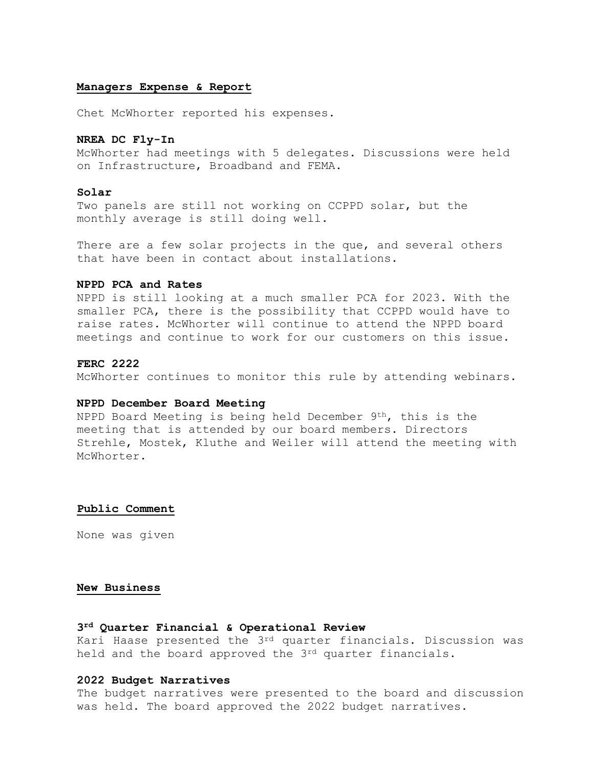## Managers Expense & Report

Chet McWhorter reported his expenses.

**NREA DC Fly-In**
McWhorter had meetings with 5 delegates. Discussions were held on Infrastructure, Broadband and FEMA.

**Solar**
Two panels are still not working on CCPPD solar, but the monthly average is still doing well.

There are a few solar projects in the que, and several others that have been in contact about installations.

**NPPD PCA and Rates**
NPPD is still looking at a much smaller PCA for 2023. With the smaller PCA, there is the possibility that CCPPD would have to raise rates. McWhorter will continue to attend the NPPD board meetings and continue to work for our customers on this issue.

**FERC 2222**
McWhorter continues to monitor this rule by attending webinars.

**NPPD December Board Meeting**
NPPD Board Meeting is being held December 9th, this is the meeting that is attended by our board members. Directors Strehle, Mostek, Kluthe and Weiler will attend the meeting with McWhorter.

## Public Comment

None was given

## New Business

**3rd Quarter Financial & Operational Review**
Kari Haase presented the 3rd quarter financials. Discussion was held and the board approved the 3rd quarter financials.

**2022 Budget Narratives**
The budget narratives were presented to the board and discussion was held. The board approved the 2022 budget narratives.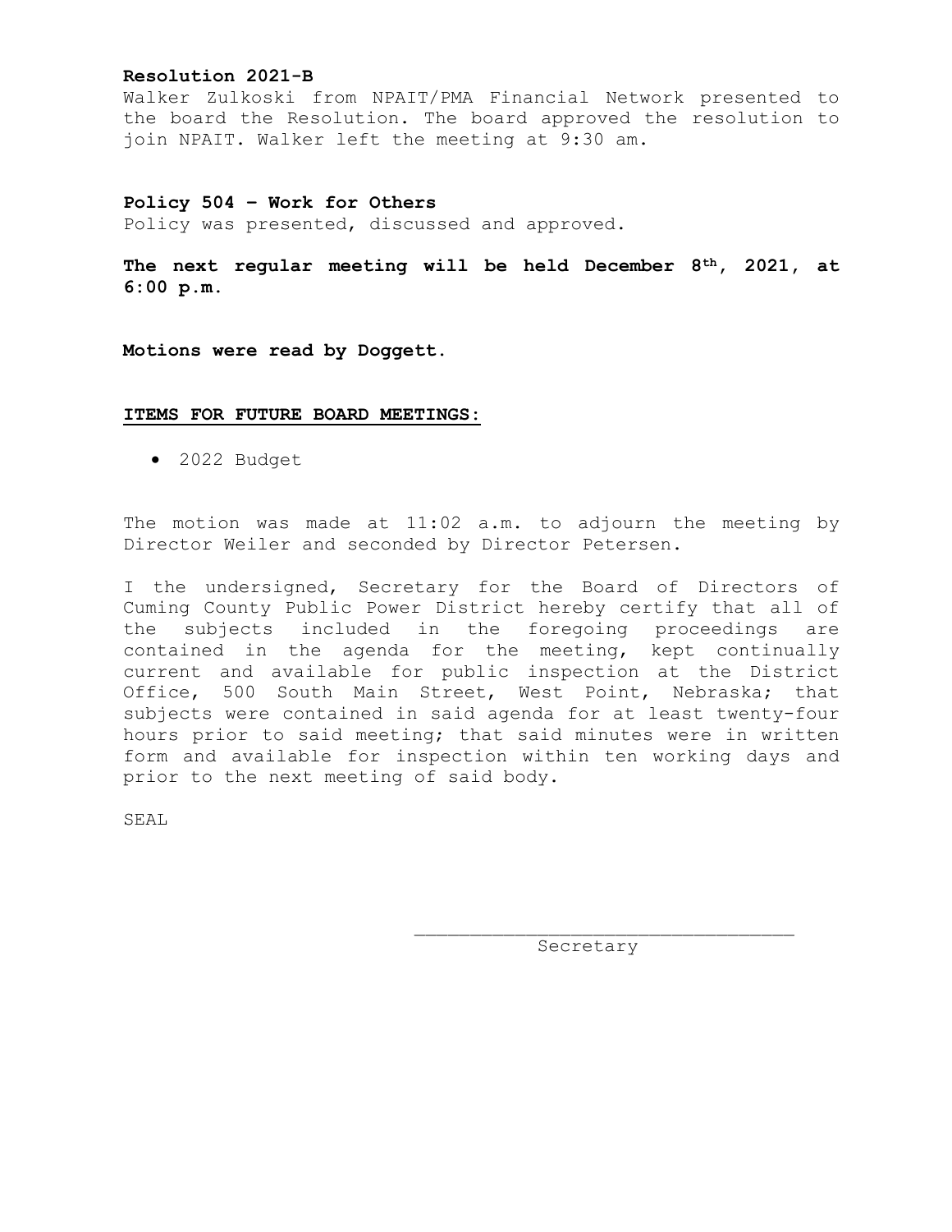**Resolution 2021-B**

Walker Zulkoski from NPAIT/PMA Financial Network presented to the board the Resolution. The board approved the resolution to join NPAIT. Walker left the meeting at 9:30 am.

**Policy 504 – Work for Others**

Policy was presented, discussed and approved.

**The next regular meeting will be held December 8th, 2021, at 6:00 p.m.**

**Motions were read by Doggett.**

**ITEMS FOR FUTURE BOARD MEETINGS:**

- 2022 Budget

The motion was made at 11:02 a.m. to adjourn the meeting by Director Weiler and seconded by Director Petersen.

I the undersigned, Secretary for the Board of Directors of Cuming County Public Power District hereby certify that all of the subjects included in the foregoing proceedings are contained in the agenda for the meeting, kept continually current and available for public inspection at the District Office, 500 South Main Street, West Point, Nebraska; that subjects were contained in said agenda for at least twenty-four hours prior to said meeting; that said minutes were in written form and available for inspection within ten working days and prior to the next meeting of said body.

SEAL

\_\_\_\_\_\_\_\_\_\_\_\_\_\_\_\_\_\_\_\_\_\_\_\_\_\_\_\_\_\_\_\_\_\_

Secretary